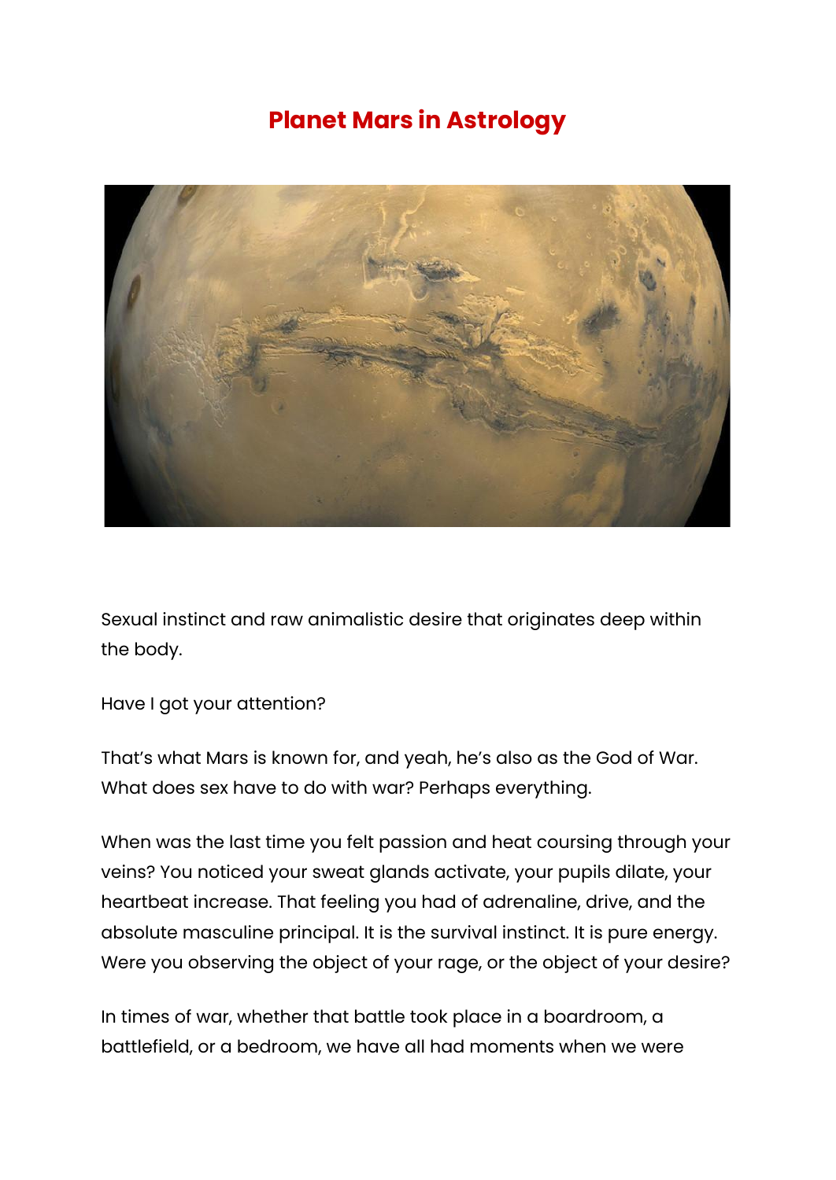# Planet Mars in Astrology

Sexual instinct and raw animalistic desire that originates deep within the body.

Have I got your attention?

That's what Mars is known for, and yeah, he's also as the God of War. What does sex have to do with war? Perhaps everything.

When was the last time you felt passion and heat coursing through your veins? You noticed your sweat glands activate, your pupils dilate, your heartbeat increase. That feeling you had of adrenaline, drive, and the absolute masculine principal. It is the survival instinct. It is pure energy. Were you observing the object of your rage, or the object of your desire?

In times of war, whether that battle took place in a boardroom, a battlefield, or a bedroom, we have all had moments when we were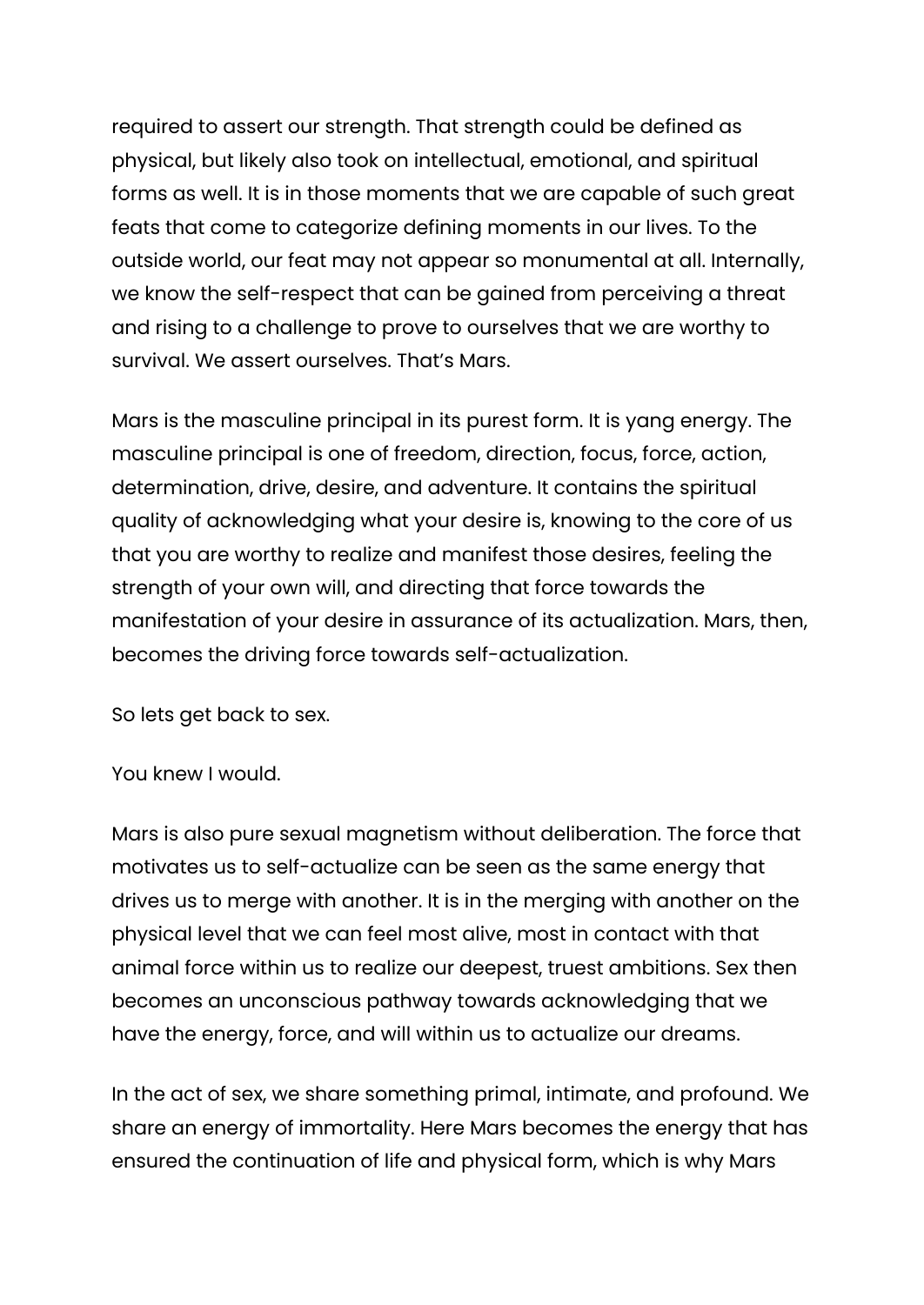required to assert our strength. That strength could be defined as physical, but likely also took on intellectual, emotional, and spiritual forms as well. It is in those moments that we are capable of such great feats that come to categorize defining moments in our lives. To the outside world, our feat may not appear so monumental at all. Internally, we know the self-respect that can be gained from perceiving a threat and rising to a challenge to prove to ourselves that we are worthy to survival. We assert ourselves. That's Mars.

Mars is the masculine principal in its purest form. It is yang energy. The masculine principal is one of freedom, direction, focus, force, action, determination, drive, desire, and adventure. It contains the spiritual quality of acknowledging what your desire is, knowing to the core of us that you are worthy to realize and manifest those desires, feeling the strength of your own will, and directing that force towards the manifestation of your desire in assurance of its actualization. Mars, then, becomes the driving force towards self-actualization.

So lets get back to sex.

You knew I would.

Mars is also pure sexual magnetism without deliberation. The force that motivates us to self-actualize can be seen as the same energy that drives us to merge with another. It is in the merging with another on the physical level that we can feel most alive, most in contact with that animal force within us to realize our deepest, truest ambitions. Sex then becomes an unconscious pathway towards acknowledging that we have the energy, force, and will within us to actualize our dreams.

In the act of sex, we share something primal, intimate, and profound. We share an energy of immortality. Here Mars becomes the energy that has ensured the continuation of life and physical form, which is why Mars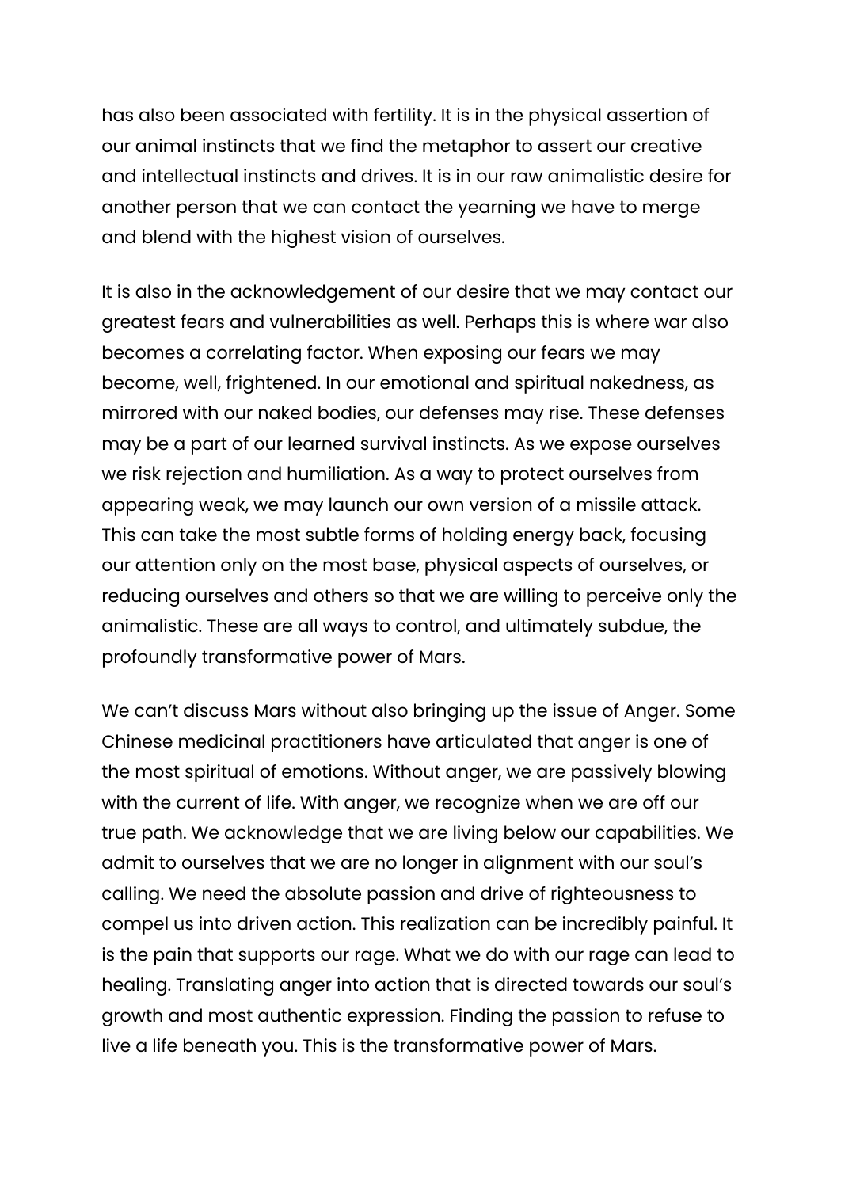has also been associated with fertility. It is in the physical assertion of our animal instincts that we find the metaphor to assert our creative and intellectual instincts and drives. It is in our raw animalistic desire for another person that we can contact the yearning we have to merge and blend with the highest vision of ourselves.

It is also in the acknowledgement of our desire that we may contact our greatest fears and vulnerabilities as well. Perhaps this is where war also becomes a correlating factor. When exposing our fears we may become, well, frightened. In our emotional and spiritual nakedness, as mirrored with our naked bodies, our defenses may rise. These defenses may be a part of our learned survival instincts. As we expose ourselves we risk rejection and humiliation. As a way to protect ourselves from appearing weak, we may launch our own version of a missile attack. This can take the most subtle forms of holding energy back, focusing our attention only on the most base, physical aspects of ourselves, or reducing ourselves and others so that we are willing to perceive only the animalistic. These are all ways to control, and ultimately subdue, the profoundly transformative power of Mars.

We can't discuss Mars without also bringing up the issue of Anger. Some Chinese medicinal practitioners have articulated that anger is one of the most spiritual of emotions. Without anger, we are passively blowing with the current of life. With anger, we recognize when we are off our true path. We acknowledge that we are living below our capabilities. We admit to ourselves that we are no longer in alignment with our soul's calling. We need the absolute passion and drive of righteousness to compel us into driven action. This realization can be incredibly painful. It is the pain that supports our rage. What we do with our rage can lead to healing. Translating anger into action that is directed towards our soul's growth and most authentic expression. Finding the passion to refuse to live a life beneath you. This is the transformative power of Mars.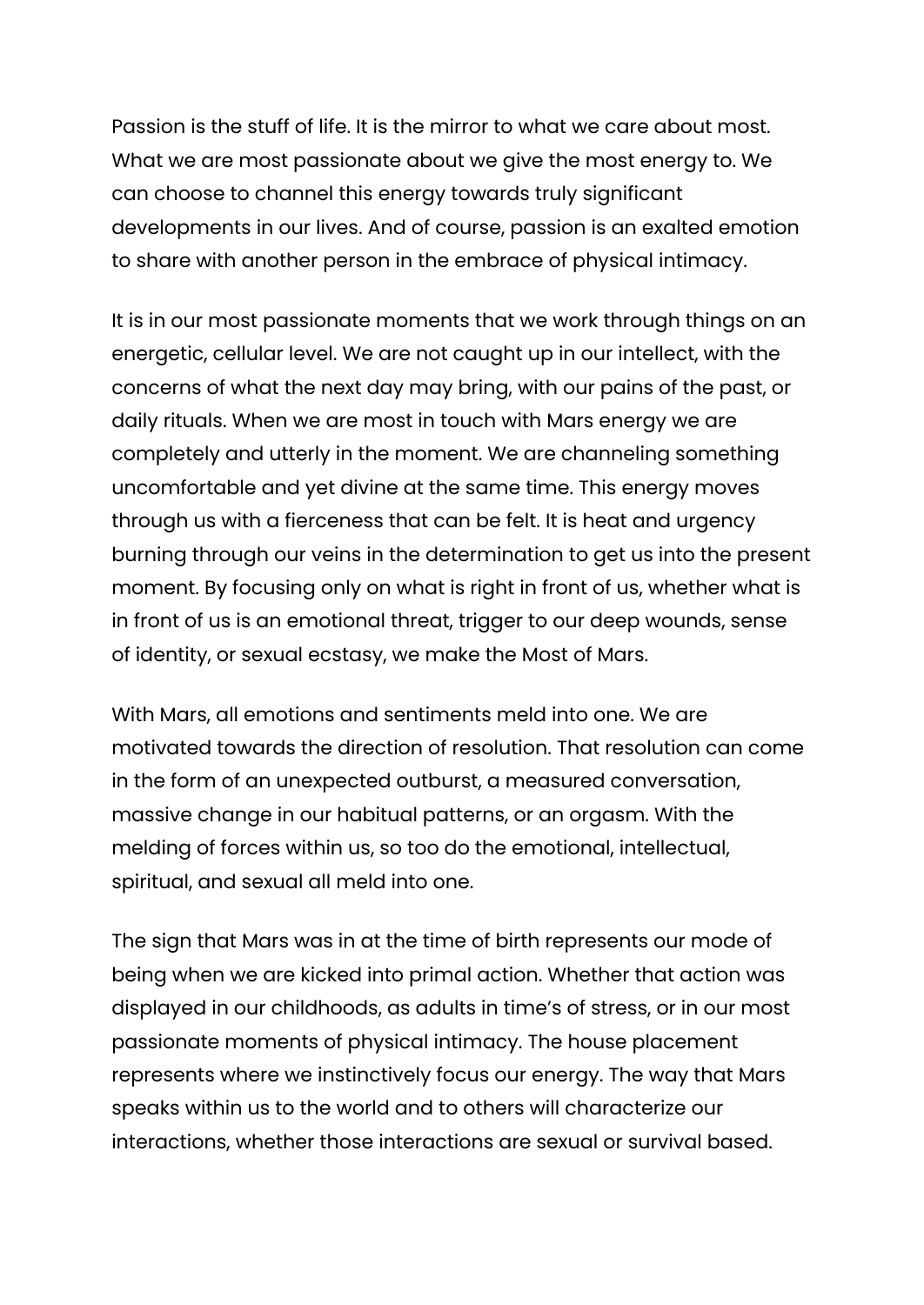Passion is the stuff of life. It is the mirror to what we care about most. What we are most passionate about we give the most energy to. We can choose to channel this energy towards truly significant developments in our lives. And of course, passion is an exalted emotion to share with another person in the embrace of physical intimacy.

It is in our most passionate moments that we work through things on an energetic, cellular level. We are not caught up in our intellect, with the concerns of what the next day may bring, with our pains of the past, or daily rituals. When we are most in touch with Mars energy we are completely and utterly in the moment. We are channeling something uncomfortable and yet divine at the same time. This energy moves through us with a fierceness that can be felt. It is heat and urgency burning through our veins in the determination to get us into the present moment. By focusing only on what is right in front of us, whether what is in front of us is an emotional threat, trigger to our deep wounds, sense of identity, or sexual ecstasy, we make the Most of Mars.

With Mars, all emotions and sentiments meld into one. We are motivated towards the direction of resolution. That resolution can come in the form of an unexpected outburst, a measured conversation, massive change in our habitual patterns, or an orgasm. With the melding of forces within us, so too do the emotional, intellectual, spiritual, and sexual all meld into one.

The sign that Mars was in at the time of birth represents our mode of being when we are kicked into primal action. Whether that action was displayed in our childhoods, as adults in time's of stress, or in our most passionate moments of physical intimacy. The house placement represents where we instinctively focus our energy. The way that Mars speaks within us to the world and to others will characterize our interactions, whether those interactions are sexual or survival based.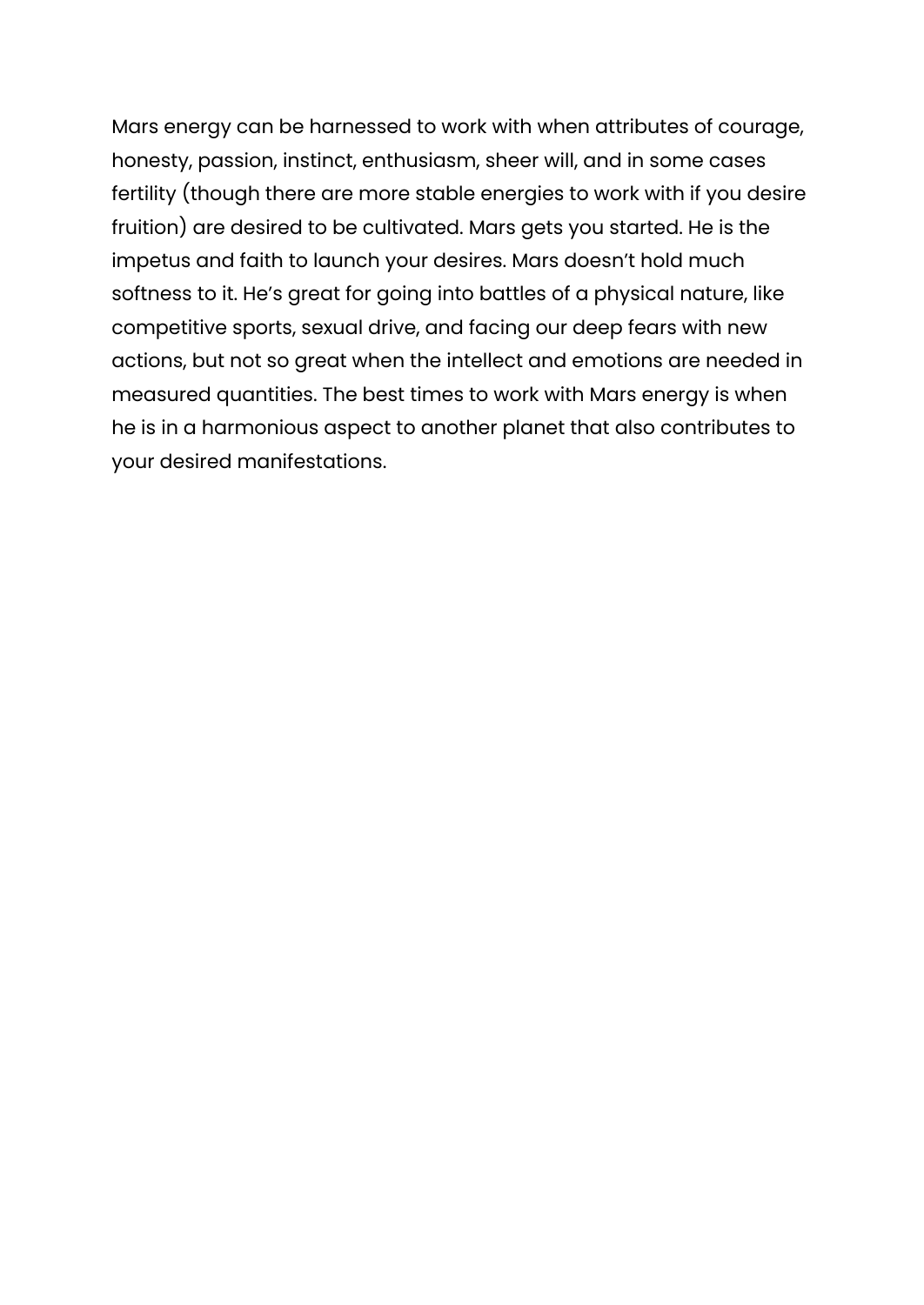Mars energy can be harnessed to work with when attributes of courage, honesty, passion, instinct, enthusiasm, sheer will, and in some cases fertility (though there are more stable energies to work with if you desire fruition) are desired to be cultivated. Mars gets you started. He is the impetus and faith to launch your desires. Mars doesn't hold much softness to it. He's great for going into battles of a physical nature, like competitive sports, sexual drive, and facing our deep fears with new actions, but not so great when the intellect and emotions are needed in measured quantities. The best times to work with Mars energy is when he is in a harmonious aspect to another planet that also contributes to your desired manifestations.